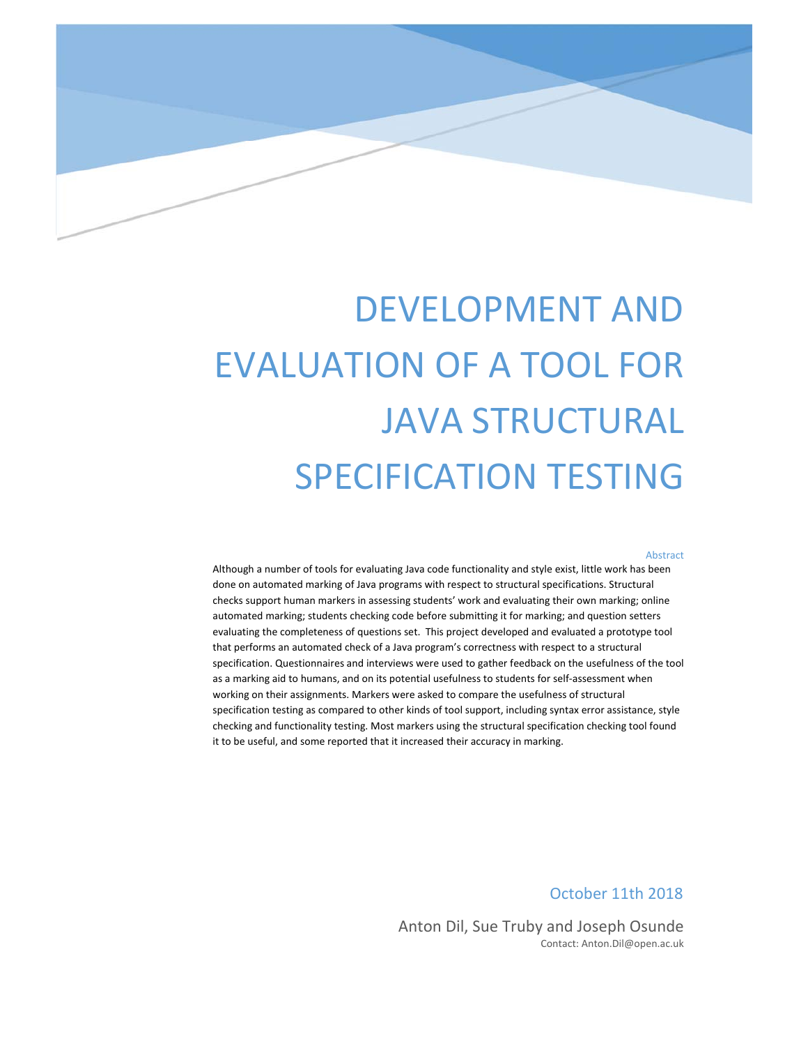# DEVELOPMENT AND EVALUATION OF A TOOL FOR JAVA STRUCTURAL SPECIFICATION TESTING

## Abstract

Although a number of tools for evaluating Java code functionality and style exist, little work has been done on automated marking of Java programs with respect to structural specifications. Structural checks support human markers in assessing students' work and evaluating their own marking; online automated marking; students checking code before submitting it for marking; and question setters evaluating the completeness of questions set. This project developed and evaluated a prototype tool that performs an automated check of a Java program's correctness with respect to a structural specification. Questionnaires and interviews were used to gather feedback on the usefulness of the tool as a marking aid to humans, and on its potential usefulness to students for self-assessment when working on their assignments. Markers were asked to compare the usefulness of structural specification testing as compared to other kinds of tool support, including syntax error assistance, style checking and functionality testing. Most markers using the structural specification checking tool found it to be useful, and some reported that it increased their accuracy in marking.

October 11th 2018

Anton Dil, Sue Truby and Joseph Osunde

Contact: Anton.Dil@open.ac.uk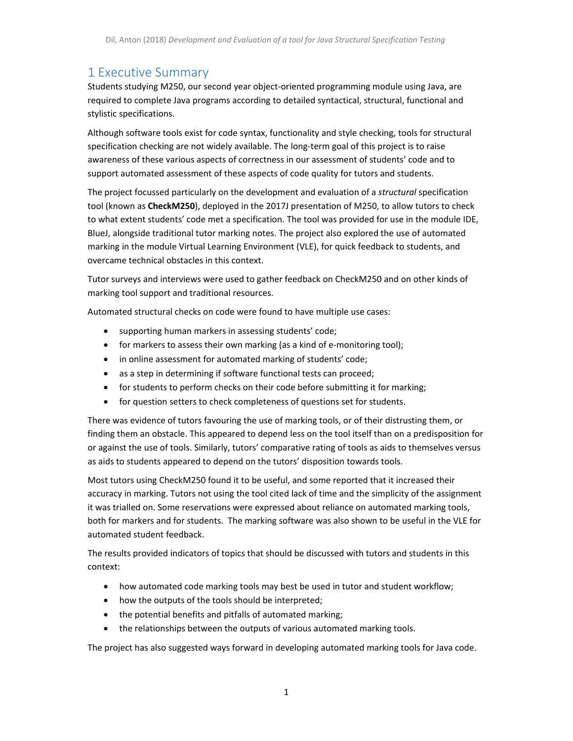# 1 Executive Summary

Students studying M250, our second year object-oriented programming module using Java, are required to complete Java programs according to detailed syntactical, structural, functional and stylistic specifications.

Although software tools exist for code syntax, functionality and style checking, tools for structural specification checking are not widely available. The long-term goal of this project is to raise awareness of these various aspects of correctness in our assessment of students' code and to support automated assessment of these aspects of code quality for tutors and students.

The project focussed particularly on the development and evaluation of a *structural* specification tool (known as **CheckM250**), deployed in the 2017J presentation of M250, to allow tutors to check to what extent students' code met a specification. The tool was provided for use in the module IDE, BlueJ, alongside traditional tutor marking notes. The project also explored the use of automated marking in the module Virtual Learning Environment (VLE), for quick feedback to students, and overcame technical obstacles in this context.

Tutor surveys and interviews were used to gather feedback on CheckM250 and on other kinds of marking tool support and traditional resources.

Automated structural checks on code were found to have multiple use cases:

- supporting human markers in assessing students' code;
- for markers to assess their own marking (as a kind of e-monitoring tool);
- in online assessment for automated marking of students' code;
- as a step in determining if software functional tests can proceed;
- for students to perform checks on their code before submitting it for marking;
- for question setters to check completeness of questions set for students.

There was evidence of tutors favouring the use of marking tools, or of their distrusting them, or finding them an obstacle. This appeared to depend less on the tool itself than on a predisposition for or against the use of tools. Similarly, tutors' comparative rating of tools as aids to themselves versus as aids to students appeared to depend on the tutors' disposition towards tools.

Most tutors using CheckM250 found it to be useful, and some reported that it increased their accuracy in marking. Tutors not using the tool cited lack of time and the simplicity of the assignment it was trialled on. Some reservations were expressed about reliance on automated marking tools, both for markers and for students. The marking software was also shown to be useful in the VLE for automated student feedback.

The results provided indicators of topics that should be discussed with tutors and students in this context:

- how automated code marking tools may best be used in tutor and student workflow;
- how the outputs of the tools should be interpreted;
- the potential benefits and pitfalls of automated marking;
- the relationships between the outputs of various automated marking tools.

The project has also suggested ways forward in developing automated marking tools for Java code.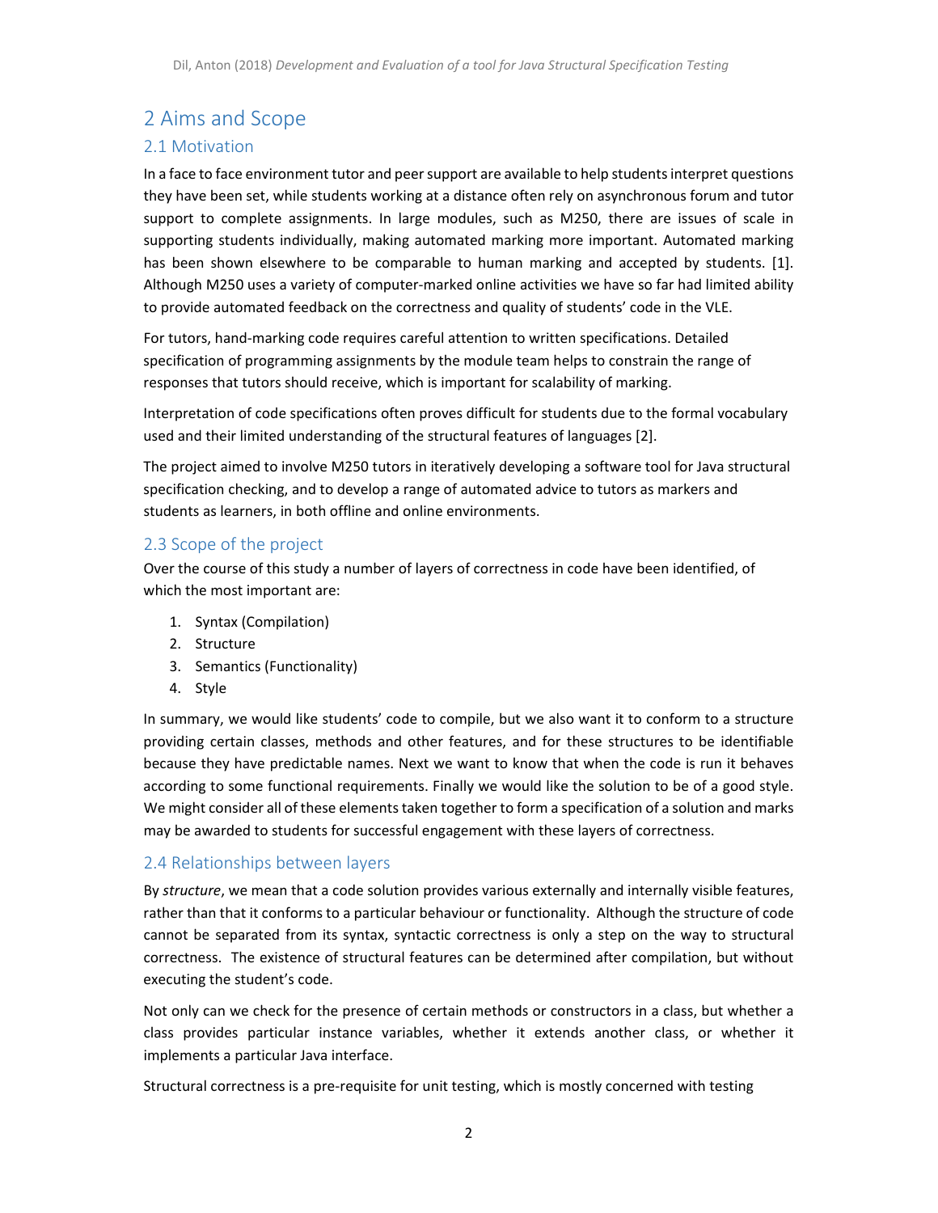# 2 Aims and Scope

## 2.1 Motivation

In a face to face environment tutor and peer support are available to help students interpret questions they have been set, while students working at a distance often rely on asynchronous forum and tutor support to complete assignments. In large modules, such as M250, there are issues of scale in supporting students individually, making automated marking more important. Automated marking has been shown elsewhere to be comparable to human marking and accepted by students. [1]. Although M250 uses a variety of computer-marked online activities we have so far had limited ability to provide automated feedback on the correctness and quality of students' code in the VLE.

For tutors, hand-marking code requires careful attention to written specifications. Detailed specification of programming assignments by the module team helps to constrain the range of responses that tutors should receive, which is important for scalability of marking.

Interpretation of code specifications often proves difficult for students due to the formal vocabulary used and their limited understanding of the structural features of languages [2].

The project aimed to involve M250 tutors in iteratively developing a software tool for Java structural specification checking, and to develop a range of automated advice to tutors as markers and students as learners, in both offline and online environments.

## 2.3 Scope of the project

Over the course of this study a number of layers of correctness in code have been identified, of which the most important are:

1. Syntax (Compilation)
2. Structure
3. Semantics (Functionality)
4. Style

In summary, we would like students' code to compile, but we also want it to conform to a structure providing certain classes, methods and other features, and for these structures to be identifiable because they have predictable names. Next we want to know that when the code is run it behaves according to some functional requirements. Finally we would like the solution to be of a good style. We might consider all of these elements taken together to form a specification of a solution and marks may be awarded to students for successful engagement with these layers of correctness.

## 2.4 Relationships between layers

By *structure*, we mean that a code solution provides various externally and internally visible features, rather than that it conforms to a particular behaviour or functionality. Although the structure of code cannot be separated from its syntax, syntactic correctness is only a step on the way to structural correctness. The existence of structural features can be determined after compilation, but without executing the student's code.

Not only can we check for the presence of certain methods or constructors in a class, but whether a class provides particular instance variables, whether it extends another class, or whether it implements a particular Java interface.

Structural correctness is a pre-requisite for unit testing, which is mostly concerned with testing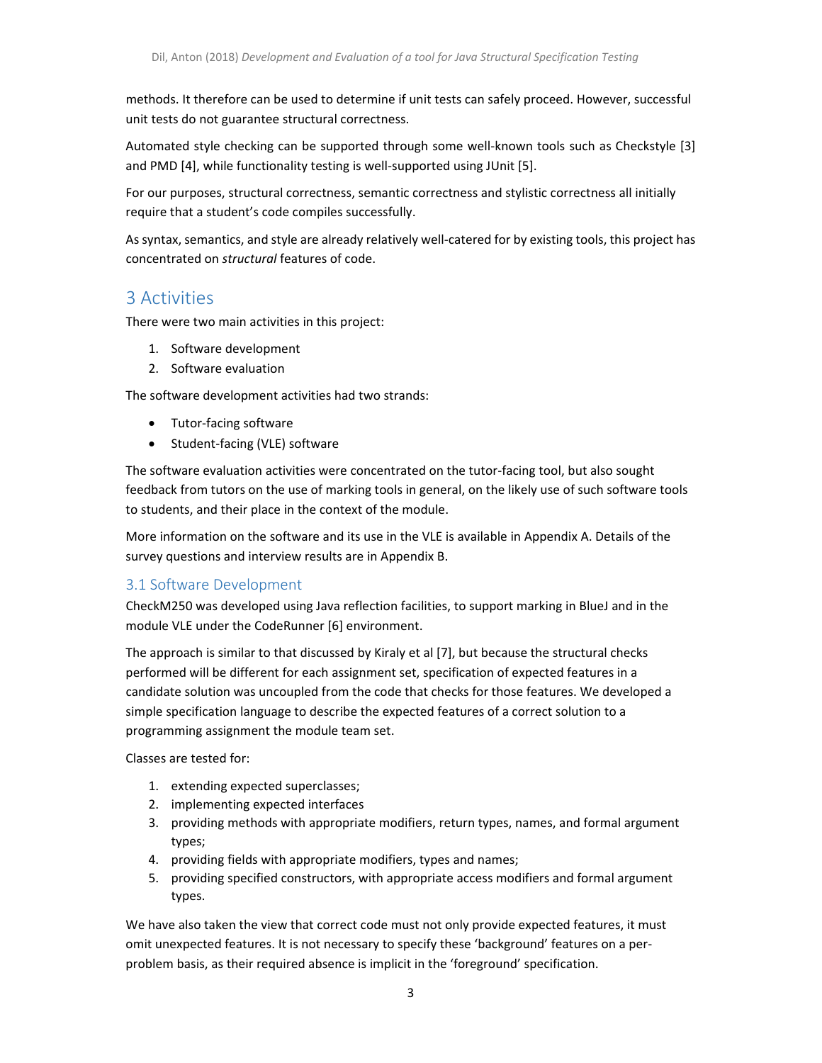methods. It therefore can be used to determine if unit tests can safely proceed. However, successful unit tests do not guarantee structural correctness.

Automated style checking can be supported through some well-known tools such as Checkstyle [3] and PMD [4], while functionality testing is well-supported using JUnit [5].

For our purposes, structural correctness, semantic correctness and stylistic correctness all initially require that a student's code compiles successfully.

As syntax, semantics, and style are already relatively well-catered for by existing tools, this project has concentrated on *structural* features of code.

# 3 Activities

There were two main activities in this project:

1. Software development
2. Software evaluation

The software development activities had two strands:

- Tutor-facing software
- Student-facing (VLE) software

The software evaluation activities were concentrated on the tutor-facing tool, but also sought feedback from tutors on the use of marking tools in general, on the likely use of such software tools to students, and their place in the context of the module.

More information on the software and its use in the VLE is available in Appendix A. Details of the survey questions and interview results are in Appendix B.

## 3.1 Software Development

CheckM250 was developed using Java reflection facilities, to support marking in BlueJ and in the module VLE under the CodeRunner [6] environment.

The approach is similar to that discussed by Kiraly et al [7], but because the structural checks performed will be different for each assignment set, specification of expected features in a candidate solution was uncoupled from the code that checks for those features. We developed a simple specification language to describe the expected features of a correct solution to a programming assignment the module team set.

Classes are tested for:

1. extending expected superclasses;
2. implementing expected interfaces
3. providing methods with appropriate modifiers, return types, names, and formal argument types;
4. providing fields with appropriate modifiers, types and names;
5. providing specified constructors, with appropriate access modifiers and formal argument types.

We have also taken the view that correct code must not only provide expected features, it must omit unexpected features. It is not necessary to specify these 'background' features on a per-problem basis, as their required absence is implicit in the 'foreground' specification.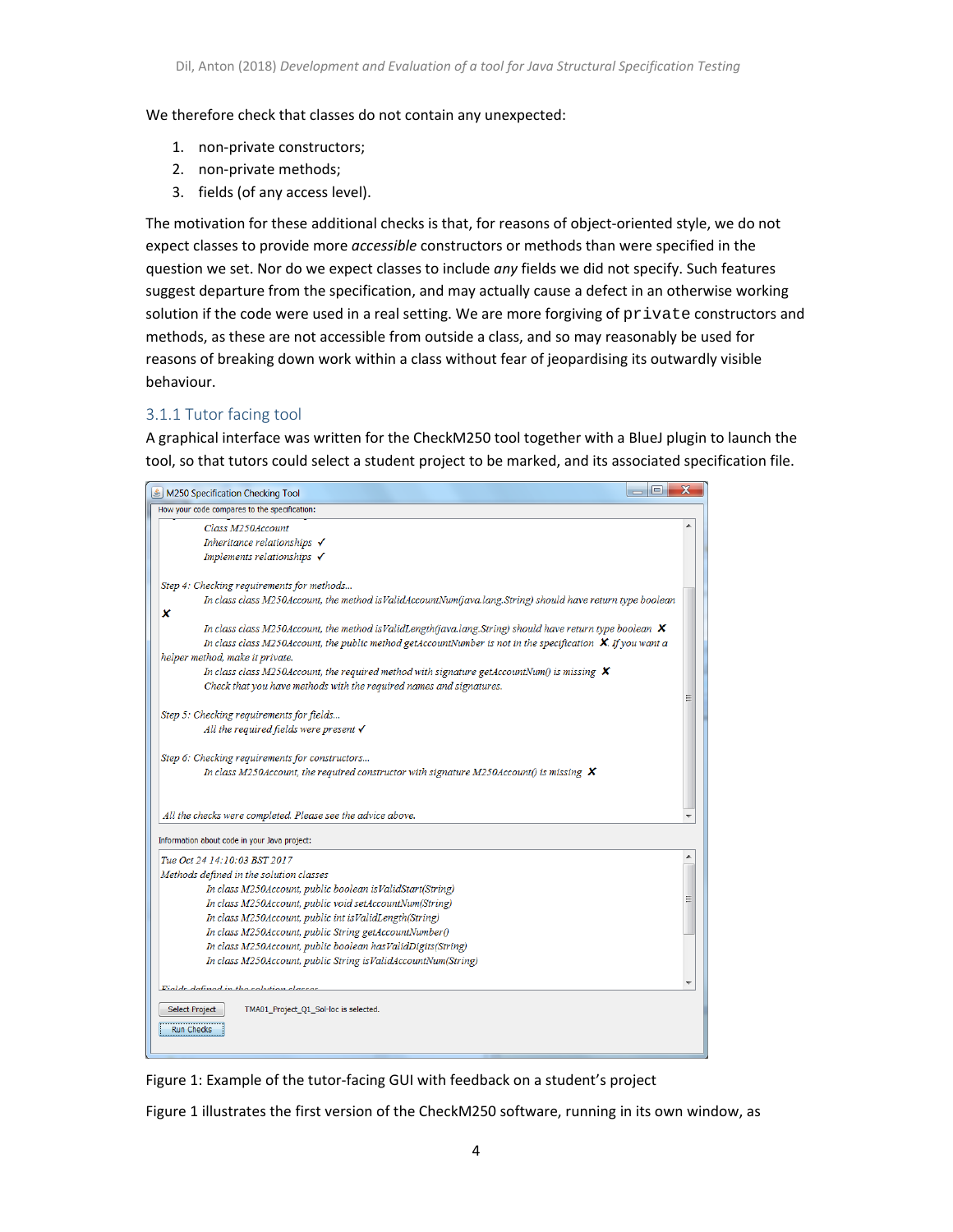We therefore check that classes do not contain any unexpected:

1. non-private constructors;
2. non-private methods;
3. fields (of any access level).

The motivation for these additional checks is that, for reasons of object-oriented style, we do not expect classes to provide more *accessible* constructors or methods than were specified in the question we set. Nor do we expect classes to include *any* fields we did not specify. Such features suggest departure from the specification, and may actually cause a defect in an otherwise working solution if the code were used in a real setting. We are more forgiving of `private` constructors and methods, as these are not accessible from outside a class, and so may reasonably be used for reasons of breaking down work within a class without fear of jeopardising its outwardly visible behaviour.

### 3.1.1 Tutor facing tool

A graphical interface was written for the CheckM250 tool together with a BlueJ plugin to launch the tool, so that tutors could select a student project to be marked, and its associated specification file.

Figure 1: Example of the tutor-facing GUI with feedback on a student's project

Figure 1 illustrates the first version of the CheckM250 software, running in its own window, as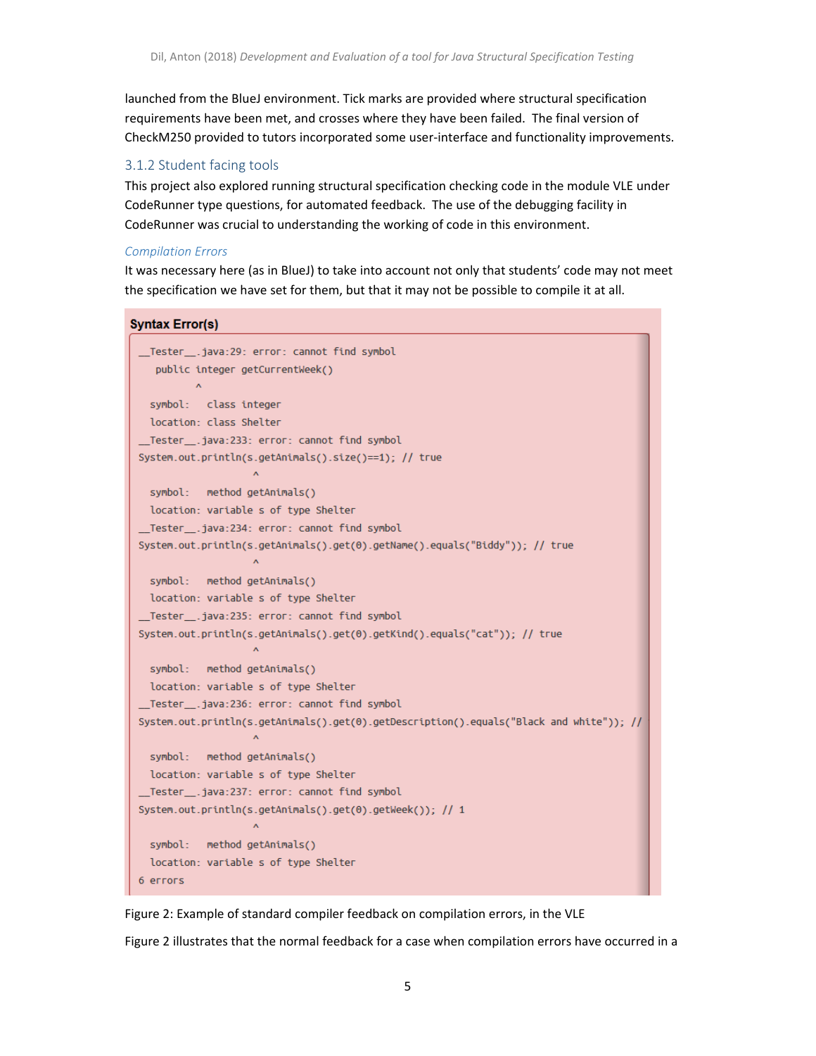launched from the BlueJ environment. Tick marks are provided where structural specification requirements have been met, and crosses where they have been failed. The final version of CheckM250 provided to tutors incorporated some user-interface and functionality improvements.

### 3.1.2 Student facing tools

This project also explored running structural specification checking code in the module VLE under CodeRunner type questions, for automated feedback. The use of the debugging facility in CodeRunner was crucial to understanding the working of code in this environment.

#### *Compilation Errors*

It was necessary here (as in BlueJ) to take into account not only that students' code may not meet the specification we have set for them, but that it may not be possible to compile it at all.

**Syntax Error(s)**

```
__Tester__.java:29: error: cannot find symbol
   public integer getCurrentWeek()
          ^
  symbol:   class integer
  location: class Shelter
__Tester__.java:233: error: cannot find symbol
System.out.println(s.getAnimals().size()==1); // true
                    ^
  symbol:   method getAnimals()
  location: variable s of type Shelter
__Tester__.java:234: error: cannot find symbol
System.out.println(s.getAnimals().get(0).getName().equals("Biddy")); // true
                    ^
  symbol:   method getAnimals()
  location: variable s of type Shelter
__Tester__.java:235: error: cannot find symbol
System.out.println(s.getAnimals().get(0).getKind().equals("cat")); // true
                    ^
  symbol:   method getAnimals()
  location: variable s of type Shelter
__Tester__.java:236: error: cannot find symbol
System.out.println(s.getAnimals().get(0).getDescription().equals("Black and white")); //
                    ^
  symbol:   method getAnimals()
  location: variable s of type Shelter
__Tester__.java:237: error: cannot find symbol
System.out.println(s.getAnimals().get(0).getWeek()); // 1
                    ^
  symbol:   method getAnimals()
  location: variable s of type Shelter
6 errors
```

Figure 2: Example of standard compiler feedback on compilation errors, in the VLE

Figure 2 illustrates that the normal feedback for a case when compilation errors have occurred in a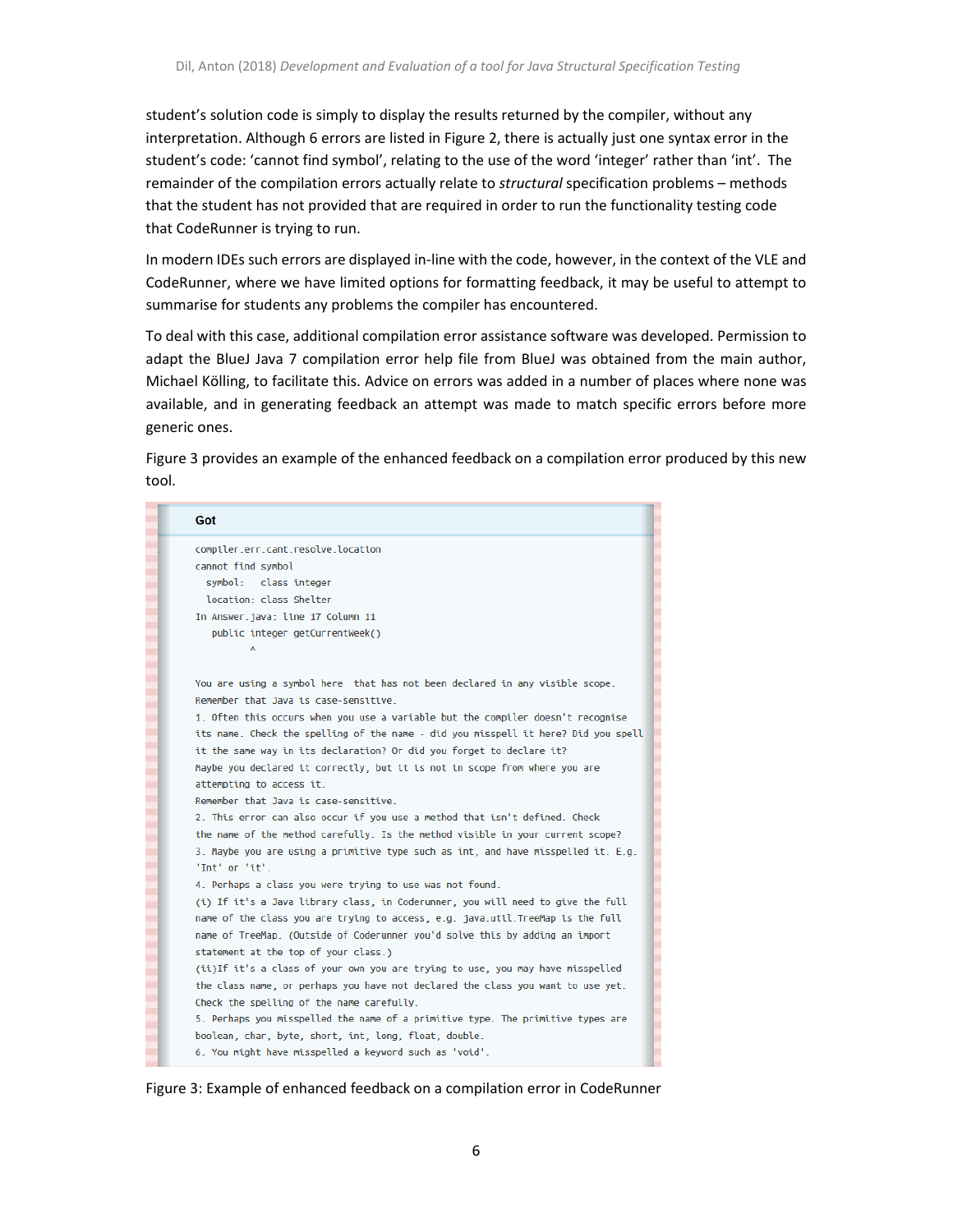student's solution code is simply to display the results returned by the compiler, without any interpretation. Although 6 errors are listed in Figure 2, there is actually just one syntax error in the student's code: 'cannot find symbol', relating to the use of the word 'integer' rather than 'int'. The remainder of the compilation errors actually relate to *structural* specification problems – methods that the student has not provided that are required in order to run the functionality testing code that CodeRunner is trying to run.

In modern IDEs such errors are displayed in-line with the code, however, in the context of the VLE and CodeRunner, where we have limited options for formatting feedback, it may be useful to attempt to summarise for students any problems the compiler has encountered.

To deal with this case, additional compilation error assistance software was developed. Permission to adapt the BlueJ Java 7 compilation error help file from BlueJ was obtained from the main author, Michael Kölling, to facilitate this. Advice on errors was added in a number of places where none was available, and in generating feedback an attempt was made to match specific errors before more generic ones.

Figure 3 provides an example of the enhanced feedback on a compilation error produced by this new tool.

**Got**

```
compiler.err.cant.resolve.location
cannot find symbol
  symbol:   class integer
  location: class Shelter
In Answer.java: line 17 Column 11
   public integer getCurrentWeek()
          ^

You are using a symbol here  that has not been declared in any visible scope.
Remember that Java is case-sensitive.
1. Often this occurs when you use a variable but the compiler doesn't recognise
its name. Check the spelling of the name - did you misspell it here? Did you spell
it the same way in its declaration? Or did you forget to declare it?
Maybe you declared it correctly, but it is not in scope from where you are
attempting to access it.
Remember that Java is case-sensitive.
2. This error can also occur if you use a method that isn't defined. Check
the name of the method carefully. Is the method visible in your current scope?
3. Maybe you are using a primitive type such as int, and have misspelled it. E.g.
'Int' or 'it'.
4. Perhaps a class you were trying to use was not found.
(i) If it's a Java library class, in Coderunner, you will need to give the full
name of the class you are trying to access, e.g. java.util.TreeMap is the full
name of TreeMap. (Outside of Coderunner you'd solve this by adding an import
statement at the top of your class.)
(ii)If it's a class of your own you are trying to use, you may have misspelled
the class name, or perhaps you have not declared the class you want to use yet.
Check the spelling of the name carefully.
5. Perhaps you misspelled the name of a primitive type. The primitive types are
boolean, char, byte, short, int, long, float, double.
6. You might have misspelled a keyword such as 'void'.
```

Figure 3: Example of enhanced feedback on a compilation error in CodeRunner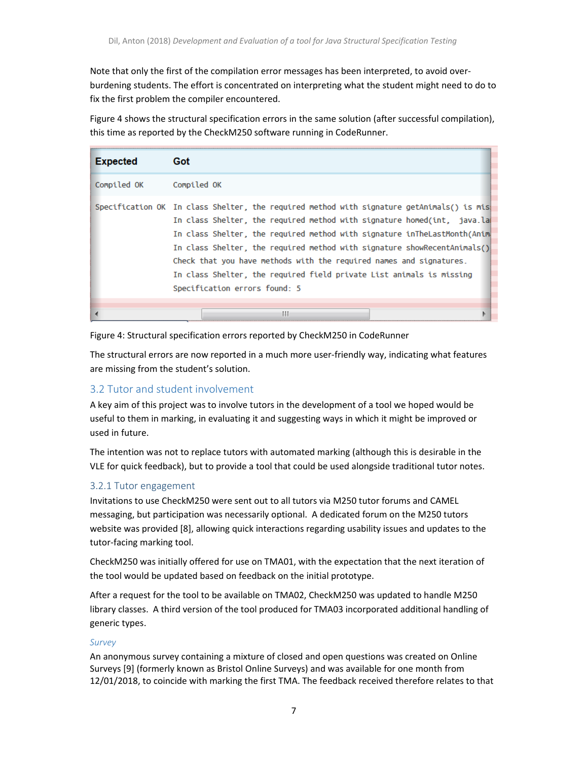Note that only the first of the compilation error messages has been interpreted, to avoid over-burdening students. The effort is concentrated on interpreting what the student might need to do to fix the first problem the compiler encountered.

Figure 4 shows the structural specification errors in the same solution (after successful compilation), this time as reported by the CheckM250 software running in CodeRunner.

| Expected | Got |
|---|---|
| Compiled OK | Compiled OK |
| Specification OK | In class Shelter, the required method with signature getAnimals() is mis<br>In class Shelter, the required method with signature homed(int, java.la<br>In class Shelter, the required method with signature inTheLastMonth(Anim<br>In class Shelter, the required method with signature showRecentAnimals()<br>Check that you have methods with the required names and signatures.<br>In class Shelter, the required field private List animals is missing<br>Specification errors found: 5 |

Figure 4: Structural specification errors reported by CheckM250 in CodeRunner

The structural errors are now reported in a much more user-friendly way, indicating what features are missing from the student's solution.

## 3.2 Tutor and student involvement

A key aim of this project was to involve tutors in the development of a tool we hoped would be useful to them in marking, in evaluating it and suggesting ways in which it might be improved or used in future.

The intention was not to replace tutors with automated marking (although this is desirable in the VLE for quick feedback), but to provide a tool that could be used alongside traditional tutor notes.

### 3.2.1 Tutor engagement

Invitations to use CheckM250 were sent out to all tutors via M250 tutor forums and CAMEL messaging, but participation was necessarily optional. A dedicated forum on the M250 tutors website was provided [8], allowing quick interactions regarding usability issues and updates to the tutor-facing marking tool.

CheckM250 was initially offered for use on TMA01, with the expectation that the next iteration of the tool would be updated based on feedback on the initial prototype.

After a request for the tool to be available on TMA02, CheckM250 was updated to handle M250 library classes. A third version of the tool produced for TMA03 incorporated additional handling of generic types.

#### *Survey*

An anonymous survey containing a mixture of closed and open questions was created on Online Surveys [9] (formerly known as Bristol Online Surveys) and was available for one month from 12/01/2018, to coincide with marking the first TMA. The feedback received therefore relates to that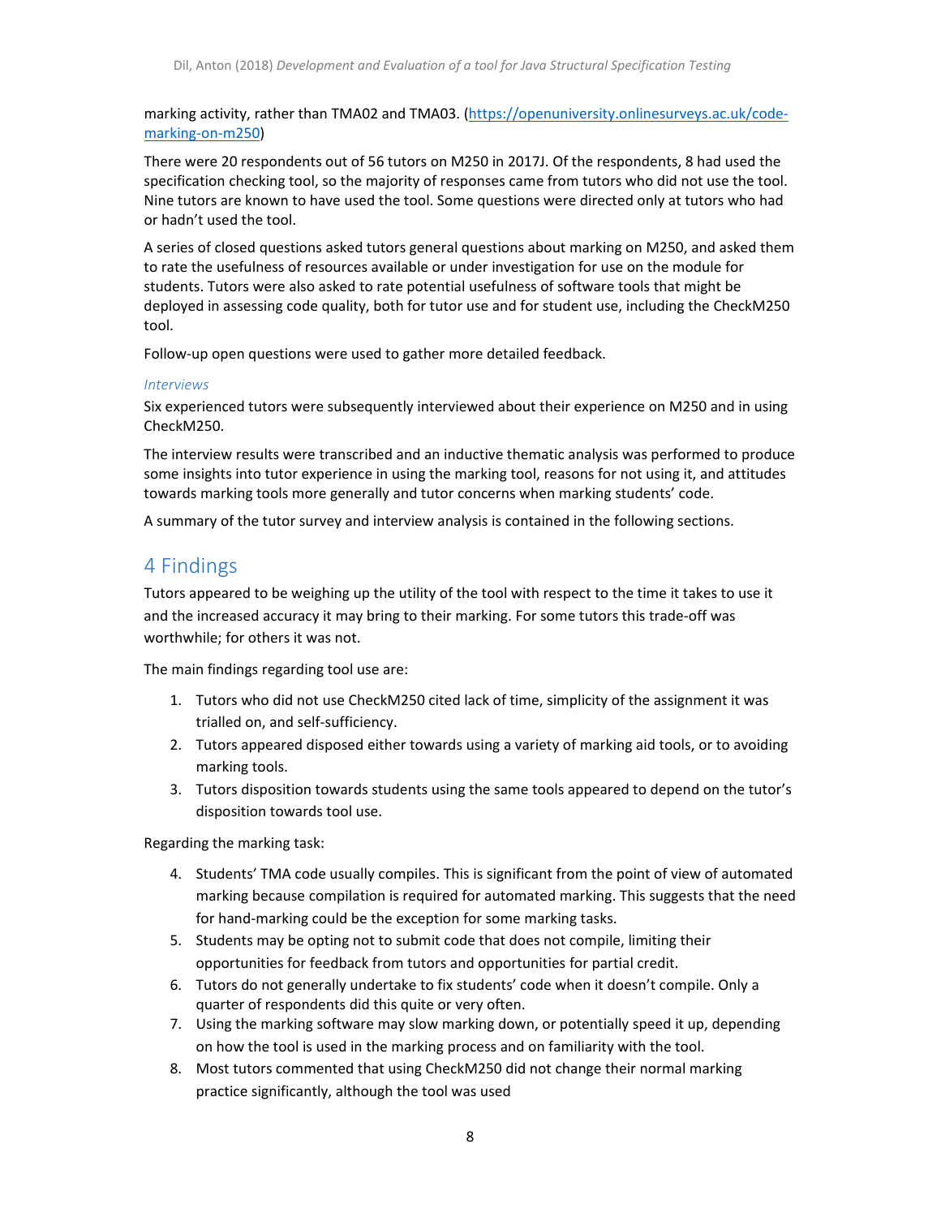marking activity, rather than TMA02 and TMA03. ([https://openuniversity.onlinesurveys.ac.uk/code-marking-on-m250](https://openuniversity.onlinesurveys.ac.uk/code-marking-on-m250))

There were 20 respondents out of 56 tutors on M250 in 2017J. Of the respondents, 8 had used the specification checking tool, so the majority of responses came from tutors who did not use the tool. Nine tutors are known to have used the tool. Some questions were directed only at tutors who had or hadn't used the tool.

A series of closed questions asked tutors general questions about marking on M250, and asked them to rate the usefulness of resources available or under investigation for use on the module for students. Tutors were also asked to rate potential usefulness of software tools that might be deployed in assessing code quality, both for tutor use and for student use, including the CheckM250 tool.

Follow-up open questions were used to gather more detailed feedback.

### *Interviews*

Six experienced tutors were subsequently interviewed about their experience on M250 and in using CheckM250.

The interview results were transcribed and an inductive thematic analysis was performed to produce some insights into tutor experience in using the marking tool, reasons for not using it, and attitudes towards marking tools more generally and tutor concerns when marking students' code.

A summary of the tutor survey and interview analysis is contained in the following sections.

## 4 Findings

Tutors appeared to be weighing up the utility of the tool with respect to the time it takes to use it and the increased accuracy it may bring to their marking. For some tutors this trade-off was worthwhile; for others it was not.

The main findings regarding tool use are:

1. Tutors who did not use CheckM250 cited lack of time, simplicity of the assignment it was trialled on, and self-sufficiency.
2. Tutors appeared disposed either towards using a variety of marking aid tools, or to avoiding marking tools.
3. Tutors disposition towards students using the same tools appeared to depend on the tutor's disposition towards tool use.

Regarding the marking task:

4. Students' TMA code usually compiles. This is significant from the point of view of automated marking because compilation is required for automated marking. This suggests that the need for hand-marking could be the exception for some marking tasks.
5. Students may be opting not to submit code that does not compile, limiting their opportunities for feedback from tutors and opportunities for partial credit.
6. Tutors do not generally undertake to fix students' code when it doesn't compile. Only a quarter of respondents did this quite or very often.
7. Using the marking software may slow marking down, or potentially speed it up, depending on how the tool is used in the marking process and on familiarity with the tool.
8. Most tutors commented that using CheckM250 did not change their normal marking practice significantly, although the tool was used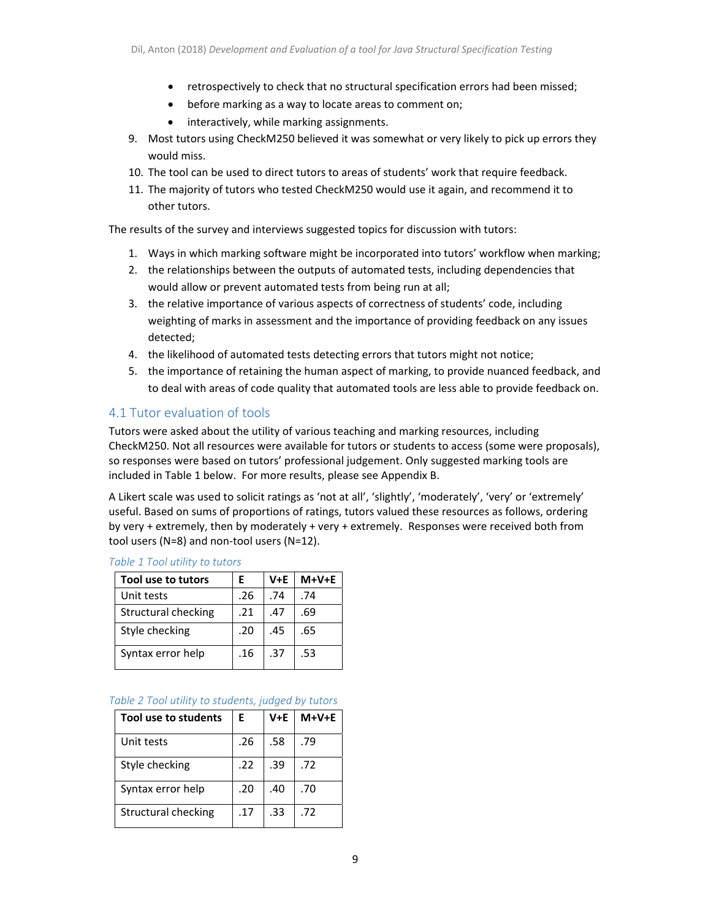- retrospectively to check that no structural specification errors had been missed;
- before marking as a way to locate areas to comment on;
- interactively, while marking assignments.

9. Most tutors using CheckM250 believed it was somewhat or very likely to pick up errors they would miss.
10. The tool can be used to direct tutors to areas of students' work that require feedback.
11. The majority of tutors who tested CheckM250 would use it again, and recommend it to other tutors.

The results of the survey and interviews suggested topics for discussion with tutors:

1. Ways in which marking software might be incorporated into tutors' workflow when marking;
2. the relationships between the outputs of automated tests, including dependencies that would allow or prevent automated tests from being run at all;
3. the relative importance of various aspects of correctness of students' code, including weighting of marks in assessment and the importance of providing feedback on any issues detected;
4. the likelihood of automated tests detecting errors that tutors might not notice;
5. the importance of retaining the human aspect of marking, to provide nuanced feedback, and to deal with areas of code quality that automated tools are less able to provide feedback on.

## 4.1 Tutor evaluation of tools

Tutors were asked about the utility of various teaching and marking resources, including CheckM250. Not all resources were available for tutors or students to access (some were proposals), so responses were based on tutors' professional judgement. Only suggested marking tools are included in Table 1 below. For more results, please see Appendix B.

A Likert scale was used to solicit ratings as 'not at all', 'slightly', 'moderately', 'very' or 'extremely' useful. Based on sums of proportions of ratings, tutors valued these resources as follows, ordering by very + extremely, then by moderately + very + extremely. Responses were received both from tool users (N=8) and non-tool users (N=12).

*Table 1 Tool utility to tutors*

| Tool use to tutors | E | V+E | M+V+E |
|---|---|---|---|
| Unit tests | .26 | .74 | .74 |
| Structural checking | .21 | .47 | .69 |
| Style checking | .20 | .45 | .65 |
| Syntax error help | .16 | .37 | .53 |

*Table 2 Tool utility to students, judged by tutors*

| Tool use to students | E | V+E | M+V+E |
|---|---|---|---|
| Unit tests | .26 | .58 | .79 |
| Style checking | .22 | .39 | .72 |
| Syntax error help | .20 | .40 | .70 |
| Structural checking | .17 | .33 | .72 |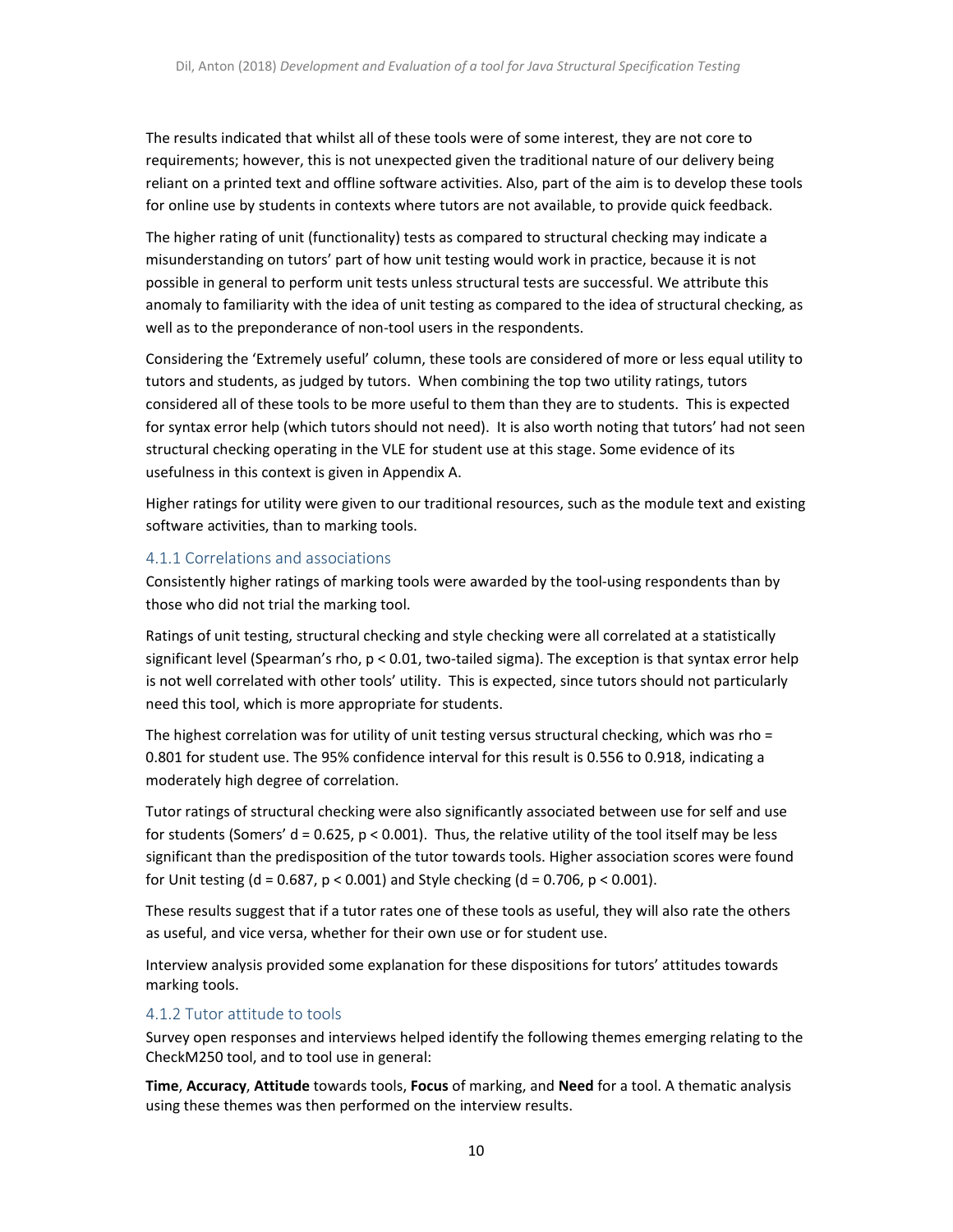The results indicated that whilst all of these tools were of some interest, they are not core to requirements; however, this is not unexpected given the traditional nature of our delivery being reliant on a printed text and offline software activities. Also, part of the aim is to develop these tools for online use by students in contexts where tutors are not available, to provide quick feedback.

The higher rating of unit (functionality) tests as compared to structural checking may indicate a misunderstanding on tutors' part of how unit testing would work in practice, because it is not possible in general to perform unit tests unless structural tests are successful. We attribute this anomaly to familiarity with the idea of unit testing as compared to the idea of structural checking, as well as to the preponderance of non-tool users in the respondents.

Considering the 'Extremely useful' column, these tools are considered of more or less equal utility to tutors and students, as judged by tutors. When combining the top two utility ratings, tutors considered all of these tools to be more useful to them than they are to students. This is expected for syntax error help (which tutors should not need). It is also worth noting that tutors' had not seen structural checking operating in the VLE for student use at this stage. Some evidence of its usefulness in this context is given in Appendix A.

Higher ratings for utility were given to our traditional resources, such as the module text and existing software activities, than to marking tools.

### 4.1.1 Correlations and associations

Consistently higher ratings of marking tools were awarded by the tool-using respondents than by those who did not trial the marking tool.

Ratings of unit testing, structural checking and style checking were all correlated at a statistically significant level (Spearman's rho, $p < 0.01$, two-tailed sigma). The exception is that syntax error help is not well correlated with other tools' utility. This is expected, since tutors should not particularly need this tool, which is more appropriate for students.

The highest correlation was for utility of unit testing versus structural checking, which was rho = 0.801 for student use. The 95% confidence interval for this result is 0.556 to 0.918, indicating a moderately high degree of correlation.

Tutor ratings of structural checking were also significantly associated between use for self and use for students (Somers' $d = 0.625$, $p < 0.001$). Thus, the relative utility of the tool itself may be less significant than the predisposition of the tutor towards tools. Higher association scores were found for Unit testing ($d = 0.687$, $p < 0.001$) and Style checking ($d = 0.706$, $p < 0.001$).

These results suggest that if a tutor rates one of these tools as useful, they will also rate the others as useful, and vice versa, whether for their own use or for student use.

Interview analysis provided some explanation for these dispositions for tutors' attitudes towards marking tools.

### 4.1.2 Tutor attitude to tools

Survey open responses and interviews helped identify the following themes emerging relating to the CheckM250 tool, and to tool use in general:

**Time**, **Accuracy**, **Attitude** towards tools, **Focus** of marking, and **Need** for a tool. A thematic analysis using these themes was then performed on the interview results.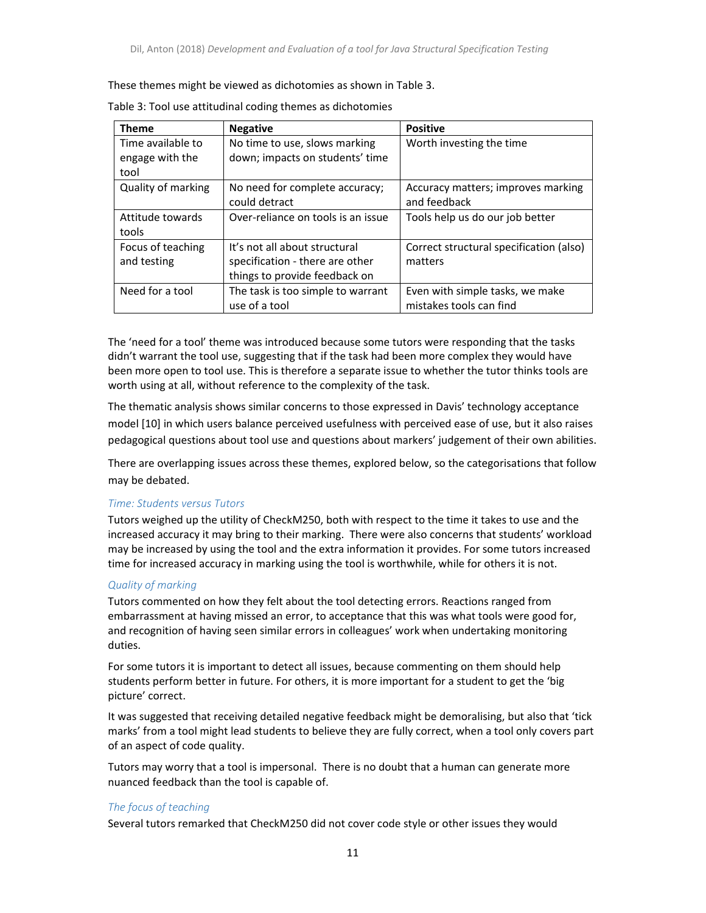These themes might be viewed as dichotomies as shown in Table 3.

Table 3: Tool use attitudinal coding themes as dichotomies

| Theme | Negative | Positive |
|---|---|---|
| Time available to engage with the tool | No time to use, slows marking down; impacts on students' time | Worth investing the time |
| Quality of marking | No need for complete accuracy; could detract | Accuracy matters; improves marking and feedback |
| Attitude towards tools | Over-reliance on tools is an issue | Tools help us do our job better |
| Focus of teaching and testing | It's not all about structural specification - there are other things to provide feedback on | Correct structural specification (also) matters |
| Need for a tool | The task is too simple to warrant use of a tool | Even with simple tasks, we make mistakes tools can find |

The 'need for a tool' theme was introduced because some tutors were responding that the tasks didn't warrant the tool use, suggesting that if the task had been more complex they would have been more open to tool use. This is therefore a separate issue to whether the tutor thinks tools are worth using at all, without reference to the complexity of the task.

The thematic analysis shows similar concerns to those expressed in Davis' technology acceptance model [10] in which users balance perceived usefulness with perceived ease of use, but it also raises pedagogical questions about tool use and questions about markers' judgement of their own abilities.

There are overlapping issues across these themes, explored below, so the categorisations that follow may be debated.

*Time: Students versus Tutors*

Tutors weighed up the utility of CheckM250, both with respect to the time it takes to use and the increased accuracy it may bring to their marking. There were also concerns that students' workload may be increased by using the tool and the extra information it provides. For some tutors increased time for increased accuracy in marking using the tool is worthwhile, while for others it is not.

*Quality of marking*

Tutors commented on how they felt about the tool detecting errors. Reactions ranged from embarrassment at having missed an error, to acceptance that this was what tools were good for, and recognition of having seen similar errors in colleagues' work when undertaking monitoring duties.

For some tutors it is important to detect all issues, because commenting on them should help students perform better in future. For others, it is more important for a student to get the 'big picture' correct.

It was suggested that receiving detailed negative feedback might be demoralising, but also that 'tick marks' from a tool might lead students to believe they are fully correct, when a tool only covers part of an aspect of code quality.

Tutors may worry that a tool is impersonal. There is no doubt that a human can generate more nuanced feedback than the tool is capable of.

*The focus of teaching*

Several tutors remarked that CheckM250 did not cover code style or other issues they would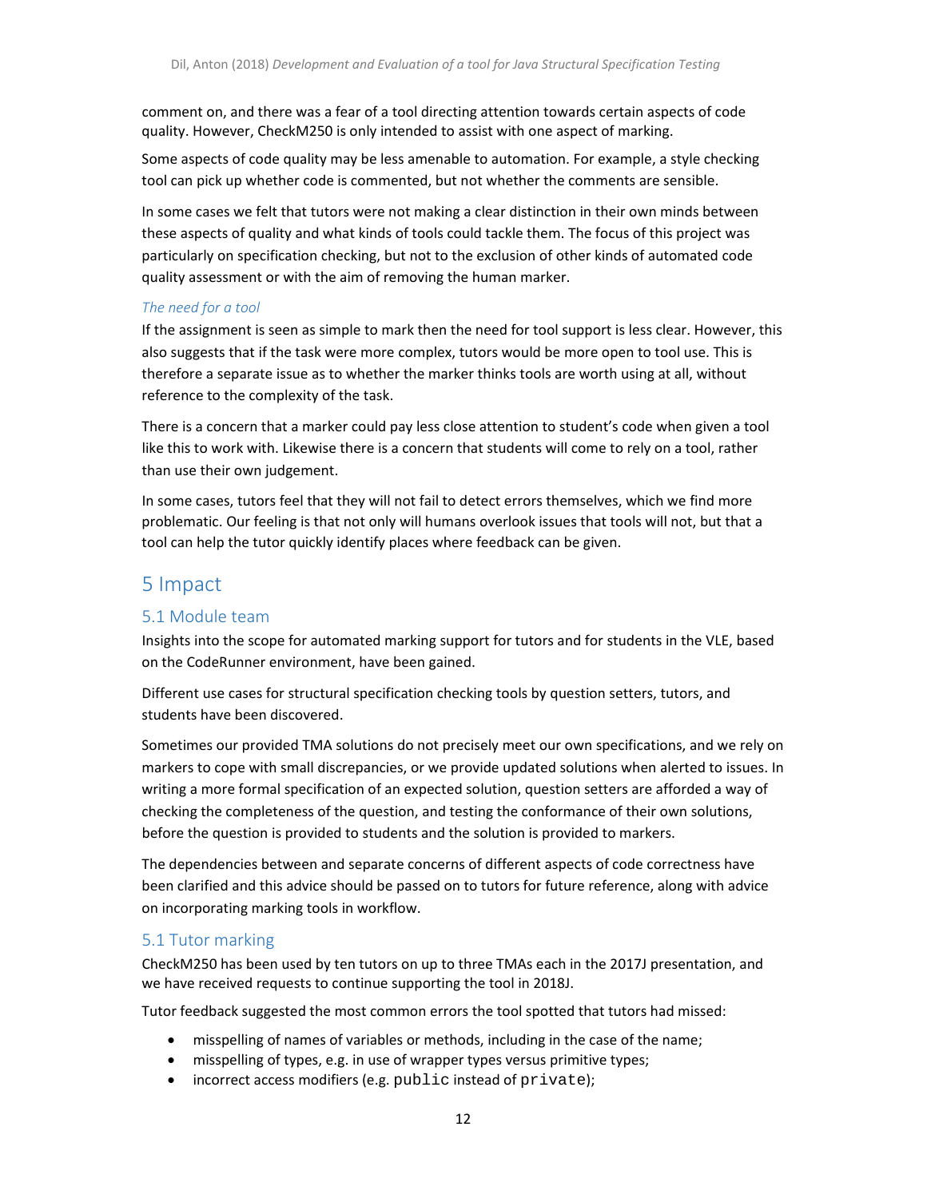comment on, and there was a fear of a tool directing attention towards certain aspects of code quality. However, CheckM250 is only intended to assist with one aspect of marking.

Some aspects of code quality may be less amenable to automation. For example, a style checking tool can pick up whether code is commented, but not whether the comments are sensible.

In some cases we felt that tutors were not making a clear distinction in their own minds between these aspects of quality and what kinds of tools could tackle them. The focus of this project was particularly on specification checking, but not to the exclusion of other kinds of automated code quality assessment or with the aim of removing the human marker.

#### *The need for a tool*

If the assignment is seen as simple to mark then the need for tool support is less clear. However, this also suggests that if the task were more complex, tutors would be more open to tool use. This is therefore a separate issue as to whether the marker thinks tools are worth using at all, without reference to the complexity of the task.

There is a concern that a marker could pay less close attention to student's code when given a tool like this to work with. Likewise there is a concern that students will come to rely on a tool, rather than use their own judgement.

In some cases, tutors feel that they will not fail to detect errors themselves, which we find more problematic. Our feeling is that not only will humans overlook issues that tools will not, but that a tool can help the tutor quickly identify places where feedback can be given.

# 5 Impact

## 5.1 Module team

Insights into the scope for automated marking support for tutors and for students in the VLE, based on the CodeRunner environment, have been gained.

Different use cases for structural specification checking tools by question setters, tutors, and students have been discovered.

Sometimes our provided TMA solutions do not precisely meet our own specifications, and we rely on markers to cope with small discrepancies, or we provide updated solutions when alerted to issues. In writing a more formal specification of an expected solution, question setters are afforded a way of checking the completeness of the question, and testing the conformance of their own solutions, before the question is provided to students and the solution is provided to markers.

The dependencies between and separate concerns of different aspects of code correctness have been clarified and this advice should be passed on to tutors for future reference, along with advice on incorporating marking tools in workflow.

## 5.1 Tutor marking

CheckM250 has been used by ten tutors on up to three TMAs each in the 2017J presentation, and we have received requests to continue supporting the tool in 2018J.

Tutor feedback suggested the most common errors the tool spotted that tutors had missed:

- misspelling of names of variables or methods, including in the case of the name;
- misspelling of types, e.g. in use of wrapper types versus primitive types;
- incorrect access modifiers (e.g. `public` instead of `private`);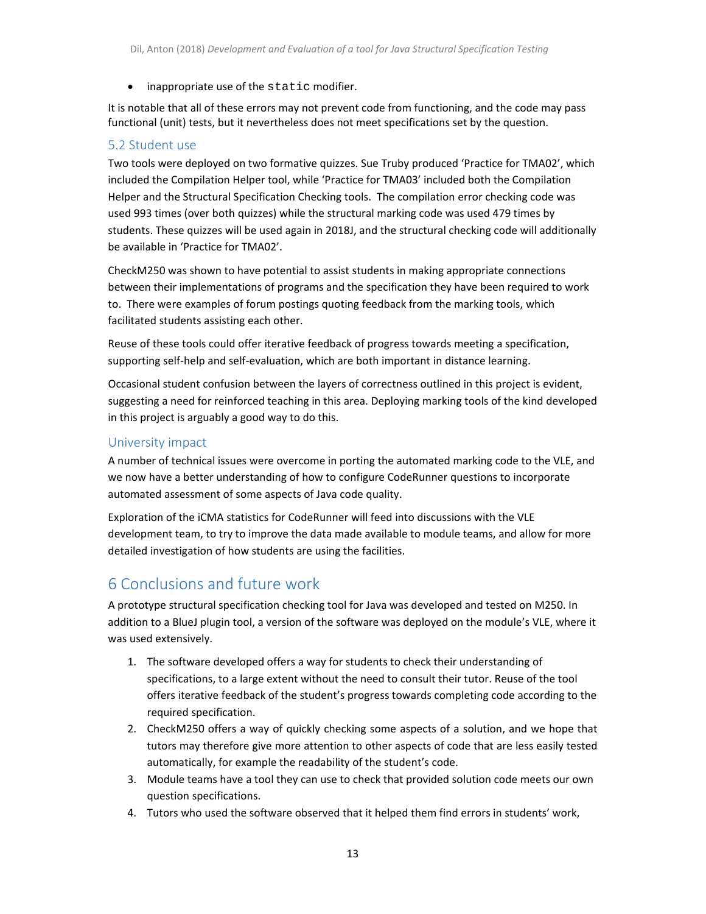- inappropriate use of the `static` modifier.

It is notable that all of these errors may not prevent code from functioning, and the code may pass functional (unit) tests, but it nevertheless does not meet specifications set by the question.

## 5.2 Student use

Two tools were deployed on two formative quizzes. Sue Truby produced 'Practice for TMA02', which included the Compilation Helper tool, while 'Practice for TMA03' included both the Compilation Helper and the Structural Specification Checking tools. The compilation error checking code was used 993 times (over both quizzes) while the structural marking code was used 479 times by students. These quizzes will be used again in 2018J, and the structural checking code will additionally be available in 'Practice for TMA02'.

CheckM250 was shown to have potential to assist students in making appropriate connections between their implementations of programs and the specification they have been required to work to. There were examples of forum postings quoting feedback from the marking tools, which facilitated students assisting each other.

Reuse of these tools could offer iterative feedback of progress towards meeting a specification, supporting self-help and self-evaluation, which are both important in distance learning.

Occasional student confusion between the layers of correctness outlined in this project is evident, suggesting a need for reinforced teaching in this area. Deploying marking tools of the kind developed in this project is arguably a good way to do this.

## University impact

A number of technical issues were overcome in porting the automated marking code to the VLE, and we now have a better understanding of how to configure CodeRunner questions to incorporate automated assessment of some aspects of Java code quality.

Exploration of the iCMA statistics for CodeRunner will feed into discussions with the VLE development team, to try to improve the data made available to module teams, and allow for more detailed investigation of how students are using the facilities.

# 6 Conclusions and future work

A prototype structural specification checking tool for Java was developed and tested on M250. In addition to a BlueJ plugin tool, a version of the software was deployed on the module's VLE, where it was used extensively.

1. The software developed offers a way for students to check their understanding of specifications, to a large extent without the need to consult their tutor. Reuse of the tool offers iterative feedback of the student's progress towards completing code according to the required specification.
2. CheckM250 offers a way of quickly checking some aspects of a solution, and we hope that tutors may therefore give more attention to other aspects of code that are less easily tested automatically, for example the readability of the student's code.
3. Module teams have a tool they can use to check that provided solution code meets our own question specifications.
4. Tutors who used the software observed that it helped them find errors in students' work,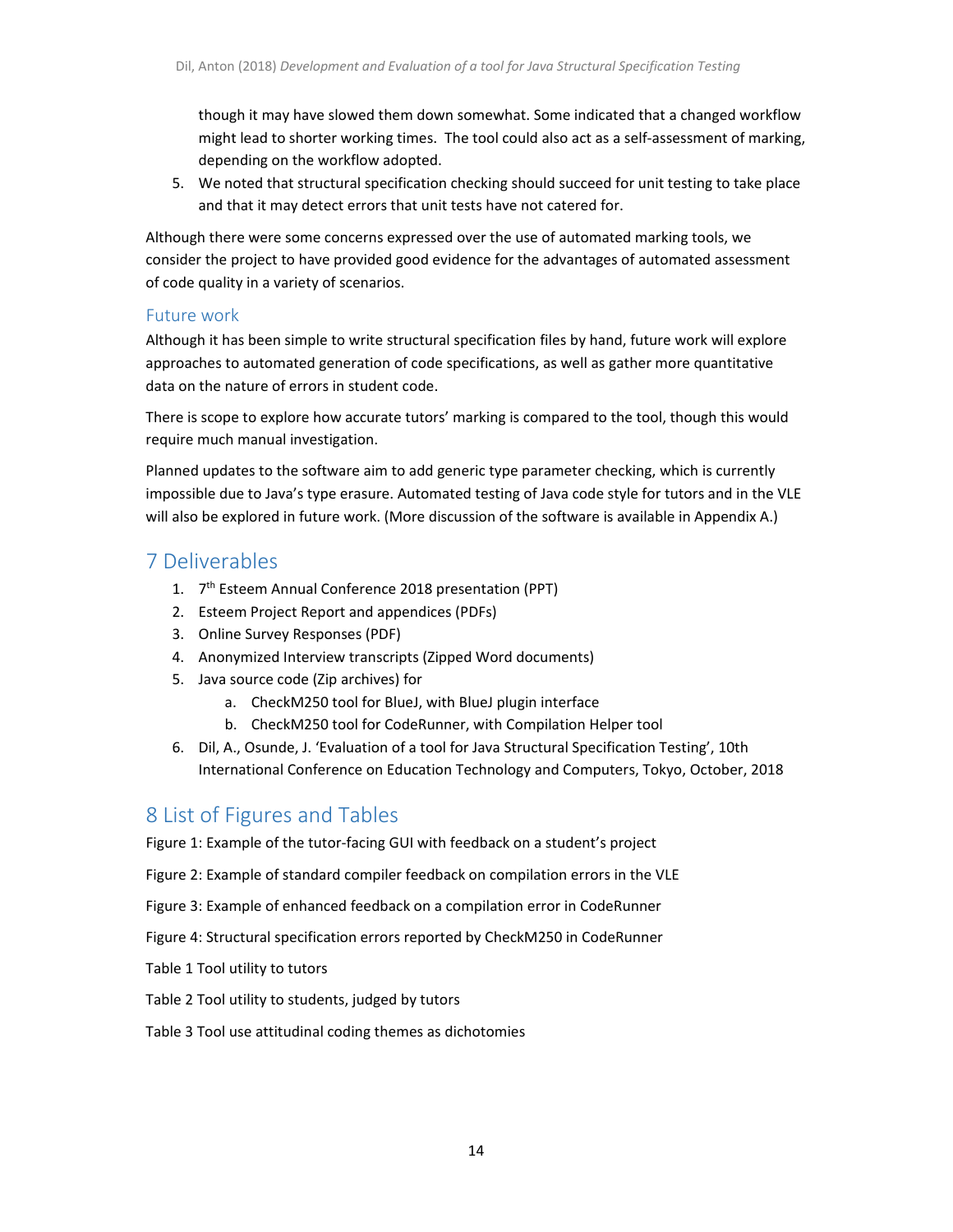though it may have slowed them down somewhat. Some indicated that a changed workflow might lead to shorter working times. The tool could also act as a self-assessment of marking, depending on the workflow adopted.

5. We noted that structural specification checking should succeed for unit testing to take place and that it may detect errors that unit tests have not catered for.

Although there were some concerns expressed over the use of automated marking tools, we consider the project to have provided good evidence for the advantages of automated assessment of code quality in a variety of scenarios.

### Future work

Although it has been simple to write structural specification files by hand, future work will explore approaches to automated generation of code specifications, as well as gather more quantitative data on the nature of errors in student code.

There is scope to explore how accurate tutors' marking is compared to the tool, though this would require much manual investigation.

Planned updates to the software aim to add generic type parameter checking, which is currently impossible due to Java's type erasure. Automated testing of Java code style for tutors and in the VLE will also be explored in future work. (More discussion of the software is available in Appendix A.)

## 7 Deliverables

1. 7th Esteem Annual Conference 2018 presentation (PPT)
2. Esteem Project Report and appendices (PDFs)
3. Online Survey Responses (PDF)
4. Anonymized Interview transcripts (Zipped Word documents)
5. Java source code (Zip archives) for
   a. CheckM250 tool for BlueJ, with BlueJ plugin interface
   b. CheckM250 tool for CodeRunner, with Compilation Helper tool
6. Dil, A., Osunde, J. 'Evaluation of a tool for Java Structural Specification Testing', 10th International Conference on Education Technology and Computers, Tokyo, October, 2018

## 8 List of Figures and Tables

Figure 1: Example of the tutor-facing GUI with feedback on a student's project

Figure 2: Example of standard compiler feedback on compilation errors in the VLE

Figure 3: Example of enhanced feedback on a compilation error in CodeRunner

Figure 4: Structural specification errors reported by CheckM250 in CodeRunner

Table 1 Tool utility to tutors

Table 2 Tool utility to students, judged by tutors

Table 3 Tool use attitudinal coding themes as dichotomies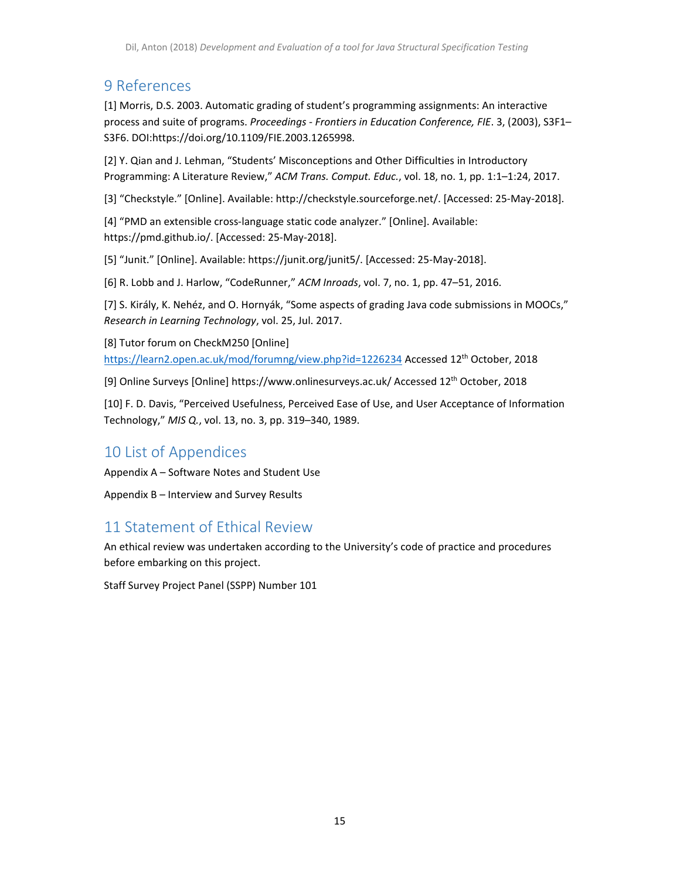# 9 References

[1] Morris, D.S. 2003. Automatic grading of student's programming assignments: An interactive process and suite of programs. *Proceedings - Frontiers in Education Conference, FIE*. 3, (2003), S3F1–S3F6. DOI:https://doi.org/10.1109/FIE.2003.1265998.

[2] Y. Qian and J. Lehman, "Students' Misconceptions and Other Difficulties in Introductory Programming: A Literature Review," *ACM Trans. Comput. Educ.*, vol. 18, no. 1, pp. 1:1–1:24, 2017.

[3] "Checkstyle." [Online]. Available: http://checkstyle.sourceforge.net/. [Accessed: 25-May-2018].

[4] "PMD an extensible cross-language static code analyzer." [Online]. Available: https://pmd.github.io/. [Accessed: 25-May-2018].

[5] "Junit." [Online]. Available: https://junit.org/junit5/. [Accessed: 25-May-2018].

[6] R. Lobb and J. Harlow, "CodeRunner," *ACM Inroads*, vol. 7, no. 1, pp. 47–51, 2016.

[7] S. Király, K. Nehéz, and O. Hornyák, "Some aspects of grading Java code submissions in MOOCs," *Research in Learning Technology*, vol. 25, Jul. 2017.

[8] Tutor forum on CheckM250 [Online] https://learn2.open.ac.uk/mod/forumng/view.php?id=1226234 Accessed 12th October, 2018

[9] Online Surveys [Online] https://www.onlinesurveys.ac.uk/ Accessed 12th October, 2018

[10] F. D. Davis, "Perceived Usefulness, Perceived Ease of Use, and User Acceptance of Information Technology," *MIS Q.*, vol. 13, no. 3, pp. 319–340, 1989.

# 10 List of Appendices

Appendix A – Software Notes and Student Use

Appendix B – Interview and Survey Results

# 11 Statement of Ethical Review

An ethical review was undertaken according to the University's code of practice and procedures before embarking on this project.

Staff Survey Project Panel (SSPP) Number 101